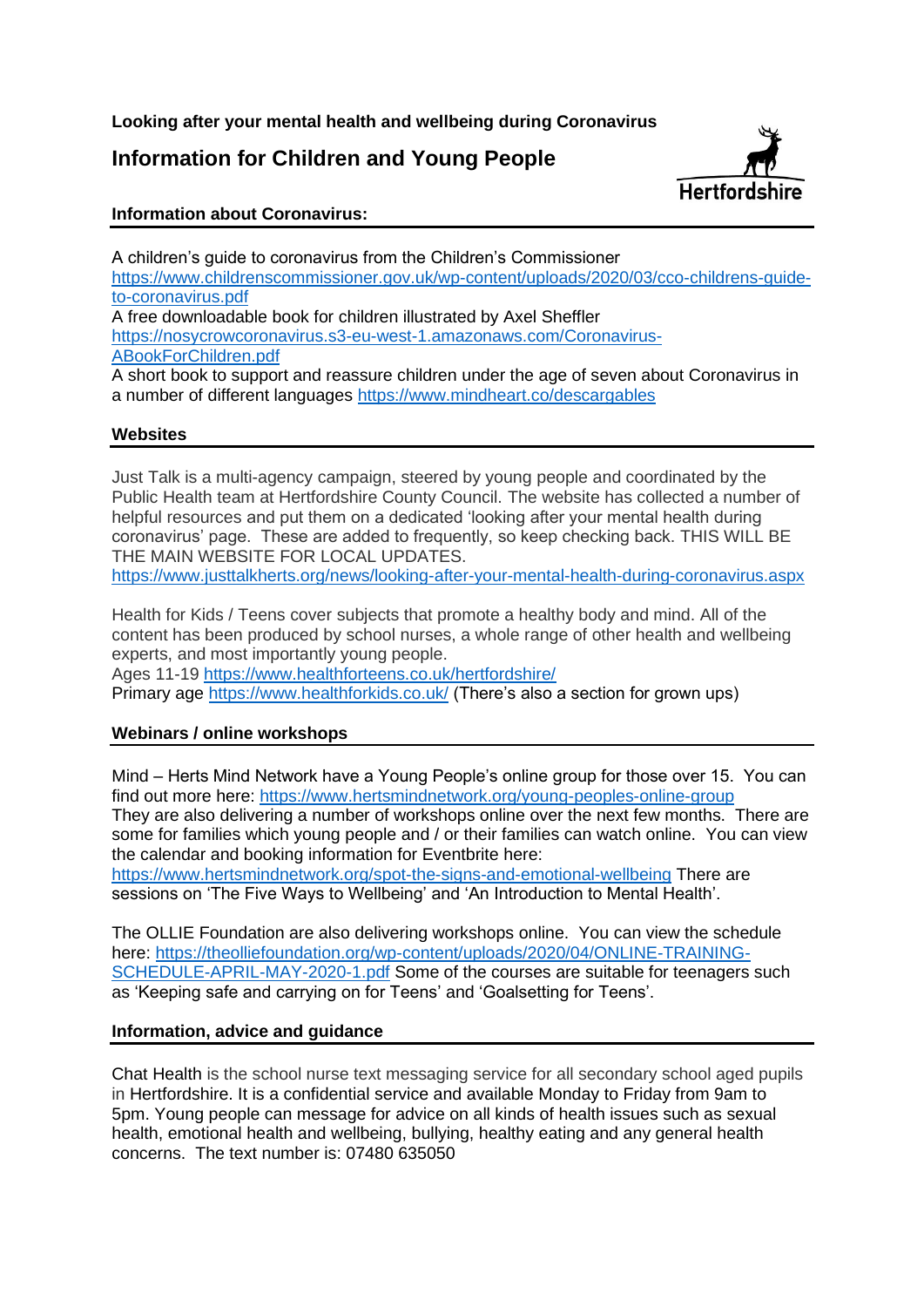**Looking after your mental health and wellbeing during Coronavirus**

# Information for Children and Young People

Hertfordshire

## Information about Coronavirus:

A children's guide to coronavirus from the Children's Commissioner https://www.childrenscommissioner.gov.uk/wp-content/uploads/2020/03/cco-childrens-guide-to-coronavirus.pdf
A free downloadable book for children illustrated by Axel Sheffler https://nosycrowcoronavirus.s3-eu-west-1.amazonaws.com/Coronavirus-ABookForChildren.pdf
A short book to support and reassure children under the age of seven about Coronavirus in a number of different languages https://www.mindheart.co/descargables

## Websites

Just Talk is a multi-agency campaign, steered by young people and coordinated by the Public Health team at Hertfordshire County Council. The website has collected a number of helpful resources and put them on a dedicated 'looking after your mental health during coronavirus' page. These are added to frequently, so keep checking back. THIS WILL BE THE MAIN WEBSITE FOR LOCAL UPDATES.
https://www.justtalkherts.org/news/looking-after-your-mental-health-during-coronavirus.aspx

Health for Kids / Teens cover subjects that promote a healthy body and mind. All of the content has been produced by school nurses, a whole range of other health and wellbeing experts, and most importantly young people.
Ages 11-19 https://www.healthforteens.co.uk/hertfordshire/
Primary age https://www.healthforkids.co.uk/ (There's also a section for grown ups)

## Webinars / online workshops

Mind – Herts Mind Network have a Young People's online group for those over 15. You can find out more here: https://www.hertsmindnetwork.org/young-peoples-online-group
They are also delivering a number of workshops online over the next few months. There are some for families which young people and / or their families can watch online. You can view the calendar and booking information for Eventbrite here: https://www.hertsmindnetwork.org/spot-the-signs-and-emotional-wellbeing There are sessions on 'The Five Ways to Wellbeing' and 'An Introduction to Mental Health'.

The OLLIE Foundation are also delivering workshops online. You can view the schedule here: https://theolliefoundation.org/wp-content/uploads/2020/04/ONLINE-TRAINING-SCHEDULE-APRIL-MAY-2020-1.pdf Some of the courses are suitable for teenagers such as 'Keeping safe and carrying on for Teens' and 'Goalsetting for Teens'.

## Information, advice and guidance

Chat Health is the school nurse text messaging service for all secondary school aged pupils in Hertfordshire. It is a confidential service and available Monday to Friday from 9am to 5pm. Young people can message for advice on all kinds of health issues such as sexual health, emotional health and wellbeing, bullying, healthy eating and any general health concerns. The text number is: 07480 635050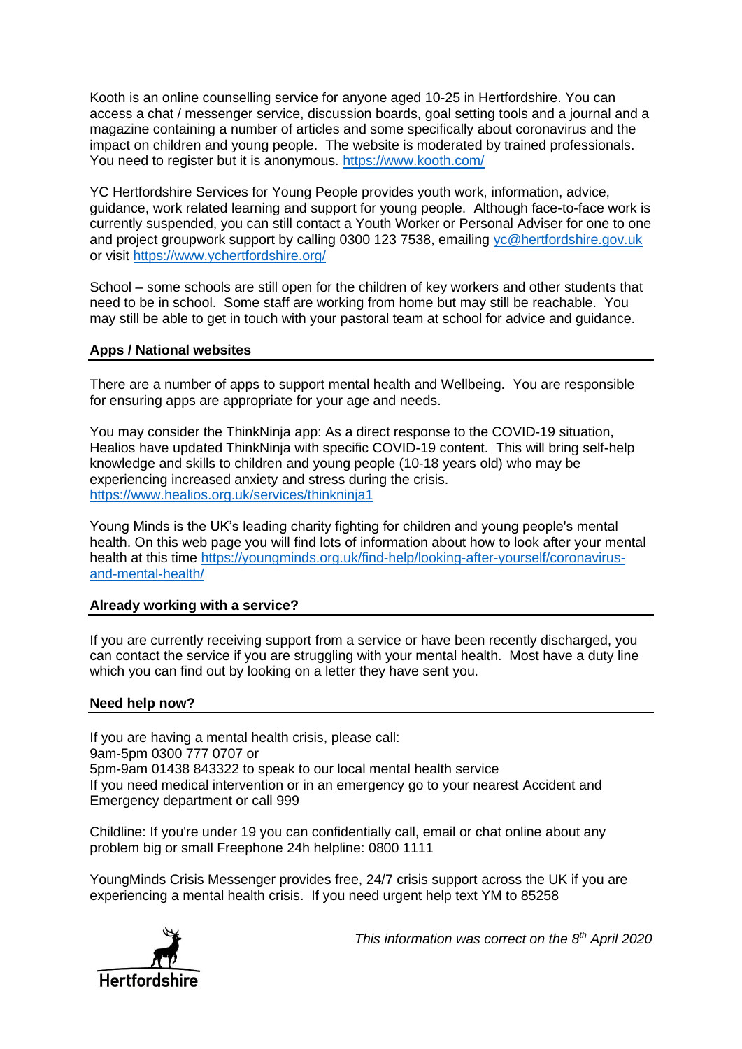Kooth is an online counselling service for anyone aged 10-25 in Hertfordshire. You can access a chat / messenger service, discussion boards, goal setting tools and a journal and a magazine containing a number of articles and some specifically about coronavirus and the impact on children and young people. The website is moderated by trained professionals. You need to register but it is anonymous. https://www.kooth.com/

YC Hertfordshire Services for Young People provides youth work, information, advice, guidance, work related learning and support for young people. Although face-to-face work is currently suspended, you can still contact a Youth Worker or Personal Adviser for one to one and project groupwork support by calling 0300 123 7538, emailing yc@hertfordshire.gov.uk or visit https://www.ychertfordshire.org/

School – some schools are still open for the children of key workers and other students that need to be in school. Some staff are working from home but may still be reachable. You may still be able to get in touch with your pastoral team at school for advice and guidance.

**Apps / National websites**

There are a number of apps to support mental health and Wellbeing. You are responsible for ensuring apps are appropriate for your age and needs.

You may consider the ThinkNinja app: As a direct response to the COVID-19 situation, Healios have updated ThinkNinja with specific COVID-19 content. This will bring self-help knowledge and skills to children and young people (10-18 years old) who may be experiencing increased anxiety and stress during the crisis.
https://www.healios.org.uk/services/thinkninja1

Young Minds is the UK's leading charity fighting for children and young people's mental health. On this web page you will find lots of information about how to look after your mental health at this time https://youngminds.org.uk/find-help/looking-after-yourself/coronavirus-and-mental-health/

**Already working with a service?**

If you are currently receiving support from a service or have been recently discharged, you can contact the service if you are struggling with your mental health. Most have a duty line which you can find out by looking on a letter they have sent you.

**Need help now?**

If you are having a mental health crisis, please call:
9am-5pm 0300 777 0707 or
5pm-9am 01438 843322 to speak to our local mental health service
If you need medical intervention or in an emergency go to your nearest Accident and Emergency department or call 999

Childline: If you're under 19 you can confidentially call, email or chat online about any problem big or small Freephone 24h helpline: 0800 1111

YoungMinds Crisis Messenger provides free, 24/7 crisis support across the UK if you are experiencing a mental health crisis. If you need urgent help text YM to 85258

Hertfordshire

*This information was correct on the 8th April 2020*